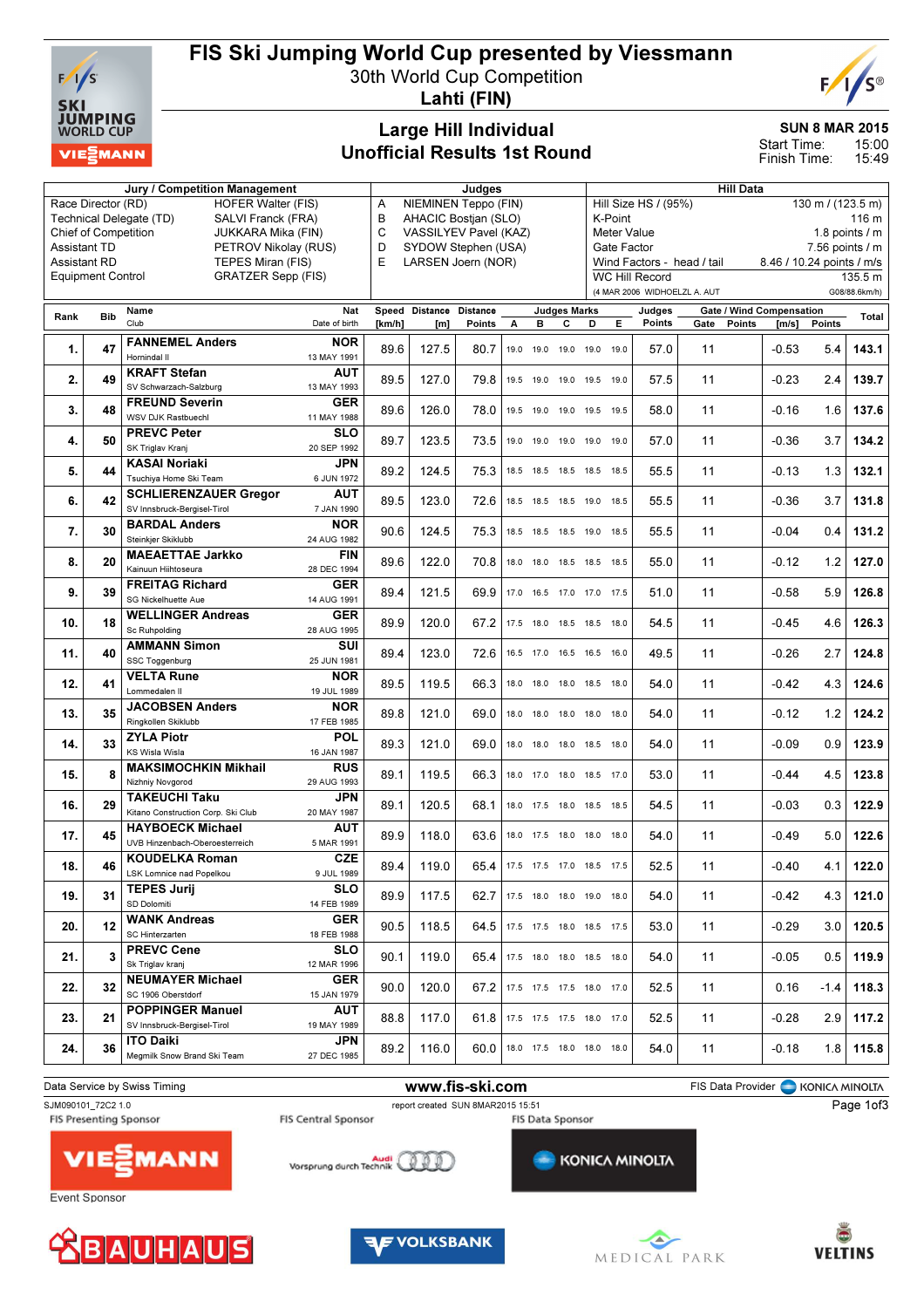# FIS Ski Jumping World Cup presented by Viessmann

30th World Cup Competition

**Lahti (FIN)**

## Large Hill Individual
## Unofficial Results 1st Round

**SUN 8 MAR 2015**
Start Time: 15:00
Finish Time: 15:49

| Jury / Competition Management | | Judges | | Hill Data | |
|---|---|---|---|---|---|
| Race Director (RD) | HOFER Walter (FIS) | A | NIEMINEN Teppo (FIN) | Hill Size HS / (95%) | 130 m / (123.5 m) |
| Technical Delegate (TD) | SALVI Franck (FRA) | B | AHACIC Bostjan (SLO) | K-Point | 116 m |
| Chief of Competition | JUKKARA Mika (FIN) | C | VASSILYEV Pavel (KAZ) | Meter Value | 1.8 points / m |
| Assistant TD | PETROV Nikolay (RUS) | D | SYDOW Stephen (USA) | Gate Factor | 7.56 points / m |
| Assistant RD | TEPES Miran (FIS) | E | LARSEN Joern (NOR) | Wind Factors - head / tail | 8.46 / 10.24 points / m/s |
| Equipment Control | GRATZER Sepp (FIS) | | | WC Hill Record | 135.5 m |
| | | | | (4 MAR 2006 WIDHOELZL A. AUT | G08/88.6km/h) |

| Rank | Bib | Name / Club | Nat / Date of birth | Speed [km/h] | Distance [m] | Distance Points | A | B | C | D | E | Judges Points | Gate | Gate Points | Wind [m/s] | Wind Points | Total |
|---|---|---|---|---|---|---|---|---|---|---|---|---|---|---|---|---|---|
| 1. | 47 | FANNEMEL Anders / Hornindal II | NOR / 13 MAY 1991 | 89.6 | 127.5 | 80.7 | 19.0 | 19.0 | 19.0 | 19.0 | 19.0 | 57.0 | 11 | | -0.53 | 5.4 | 143.1 |
| 2. | 49 | KRAFT Stefan / SV Schwarzach-Salzburg | AUT / 13 MAY 1993 | 89.5 | 127.0 | 79.8 | 19.5 | 19.0 | 19.0 | 19.5 | 19.0 | 57.5 | 11 | | -0.23 | 2.4 | 139.7 |
| 3. | 48 | FREUND Severin / WSV DJK Rastbuechl | GER / 11 MAY 1988 | 89.6 | 126.0 | 78.0 | 19.5 | 19.0 | 19.0 | 19.5 | 19.5 | 58.0 | 11 | | -0.16 | 1.6 | 137.6 |
| 4. | 50 | PREVC Peter / SK Triglav Kranj | SLO / 20 SEP 1992 | 89.7 | 123.5 | 73.5 | 19.0 | 19.0 | 19.0 | 19.0 | 19.0 | 57.0 | 11 | | -0.36 | 3.7 | 134.2 |
| 5. | 44 | KASAI Noriaki / Tsuchiya Home Ski Team | JPN / 6 JUN 1972 | 89.2 | 124.5 | 75.3 | 18.5 | 18.5 | 18.5 | 18.5 | 18.5 | 55.5 | 11 | | -0.13 | 1.3 | 132.1 |
| 6. | 42 | SCHLIERENZAUER Gregor / SV Innsbruck-Bergisel-Tirol | AUT / 7 JAN 1990 | 89.5 | 123.0 | 72.6 | 18.5 | 18.5 | 18.5 | 19.0 | 18.5 | 55.5 | 11 | | -0.36 | 3.7 | 131.8 |
| 7. | 30 | BARDAL Anders / Steinkjer Skiklubb | NOR / 24 AUG 1982 | 90.6 | 124.5 | 75.3 | 18.5 | 18.5 | 18.5 | 19.0 | 18.5 | 55.5 | 11 | | -0.04 | 0.4 | 131.2 |
| 8. | 20 | MAEAETTAE Jarkko / Kainuun Hiihtoseura | FIN / 28 DEC 1994 | 89.6 | 122.0 | 70.8 | 18.0 | 18.0 | 18.5 | 18.5 | 18.5 | 55.0 | 11 | | -0.12 | 1.2 | 127.0 |
| 9. | 39 | FREITAG Richard / SG Nickelhuette Aue | GER / 14 AUG 1991 | 89.4 | 121.5 | 69.9 | 17.0 | 16.5 | 17.0 | 17.0 | 17.5 | 51.0 | 11 | | -0.58 | 5.9 | 126.8 |
| 10. | 18 | WELLINGER Andreas / Sc Ruhpolding | GER / 28 AUG 1995 | 89.9 | 120.0 | 67.2 | 17.5 | 18.0 | 18.5 | 18.5 | 18.0 | 54.5 | 11 | | -0.45 | 4.6 | 126.3 |
| 11. | 40 | AMMANN Simon / SSC Toggenburg | SUI / 25 JUN 1981 | 89.4 | 123.0 | 72.6 | 16.5 | 17.0 | 16.5 | 16.5 | 16.0 | 49.5 | 11 | | -0.26 | 2.7 | 124.8 |
| 12. | 41 | VELTA Rune / Lommedalen II | NOR / 19 JUL 1989 | 89.5 | 119.5 | 66.3 | 18.0 | 18.0 | 18.0 | 18.5 | 18.0 | 54.0 | 11 | | -0.42 | 4.3 | 124.6 |
| 13. | 35 | JACOBSEN Anders / Ringkollen Skiklubb | NOR / 17 FEB 1985 | 89.8 | 121.0 | 69.0 | 18.0 | 18.0 | 18.0 | 18.0 | 18.0 | 54.0 | 11 | | -0.12 | 1.2 | 124.2 |
| 14. | 33 | ZYLA Piotr / KS Wisla Wisla | POL / 16 JAN 1987 | 89.3 | 121.0 | 69.0 | 18.0 | 18.0 | 18.0 | 18.5 | 18.0 | 54.0 | 11 | | -0.09 | 0.9 | 123.9 |
| 15. | 8 | MAKSIMOCHKIN Mikhail / Nizhniy Novgorod | RUS / 29 AUG 1993 | 89.1 | 119.5 | 66.3 | 18.0 | 17.0 | 18.0 | 18.5 | 17.0 | 53.0 | 11 | | -0.44 | 4.5 | 123.8 |
| 16. | 29 | TAKEUCHI Taku / Kitano Construction Corp. Ski Club | JPN / 20 MAY 1987 | 89.1 | 120.5 | 68.1 | 18.0 | 17.5 | 18.0 | 18.5 | 18.5 | 54.5 | 11 | | -0.03 | 0.3 | 122.9 |
| 17. | 45 | HAYBOECK Michael / UVB Hinzenbach-Oberoesterreich | AUT / 5 MAR 1991 | 89.9 | 118.0 | 63.6 | 18.0 | 17.5 | 18.0 | 18.0 | 18.0 | 54.0 | 11 | | -0.49 | 5.0 | 122.6 |
| 18. | 46 | KOUDELKA Roman / LSK Lomnice nad Popelkou | CZE / 9 JUL 1989 | 89.4 | 119.0 | 65.4 | 17.5 | 17.5 | 17.0 | 18.5 | 17.5 | 52.5 | 11 | | -0.40 | 4.1 | 122.0 |
| 19. | 31 | TEPES Jurij / SD Dolomiti | SLO / 14 FEB 1989 | 89.9 | 117.5 | 62.7 | 17.5 | 18.0 | 18.0 | 19.0 | 18.0 | 54.0 | 11 | | -0.42 | 4.3 | 121.0 |
| 20. | 12 | WANK Andreas / SC Hinterzarten | GER / 18 FEB 1988 | 90.5 | 118.5 | 64.5 | 17.5 | 17.5 | 18.0 | 18.5 | 17.5 | 53.0 | 11 | | -0.29 | 3.0 | 120.5 |
| 21. | 3 | PREVC Cene / Sk Triglav kranj | SLO / 12 MAR 1996 | 90.1 | 119.0 | 65.4 | 17.5 | 18.0 | 18.0 | 18.5 | 18.0 | 54.0 | 11 | | -0.05 | 0.5 | 119.9 |
| 22. | 32 | NEUMAYER Michael / SC 1906 Oberstdorf | GER / 15 JAN 1979 | 90.0 | 120.0 | 67.2 | 17.5 | 17.5 | 17.5 | 18.0 | 17.0 | 52.5 | 11 | | 0.16 | -1.4 | 118.3 |
| 23. | 21 | POPPINGER Manuel / SV Innsbruck-Bergisel-Tirol | AUT / 19 MAY 1989 | 88.8 | 117.0 | 61.8 | 17.5 | 17.5 | 17.5 | 18.0 | 17.0 | 52.5 | 11 | | -0.28 | 2.9 | 117.2 |
| 24. | 36 | ITO Daiki / Megmilk Snow Brand Ski Team | JPN / 27 DEC 1985 | 89.2 | 116.0 | 60.0 | 18.0 | 17.5 | 18.0 | 18.0 | 18.0 | 54.0 | 11 | | -0.18 | 1.8 | 115.8 |

Data Service by Swiss Timing — www.fis-ski.com — FIS Data Provider KONICA MINOLTA

SJM090101_72C2 1.0 — report created SUN 8MAR2015 15:51

FIS Presenting Sponsor: VIESSMANN — FIS Central Sponsor: Audi Vorsprung durch Technik — FIS Data Sponsor: KONICA MINOLTA

Event Sponsor: BAUHAUS, VOLKSBANK, MEDICAL PARK, VELTINS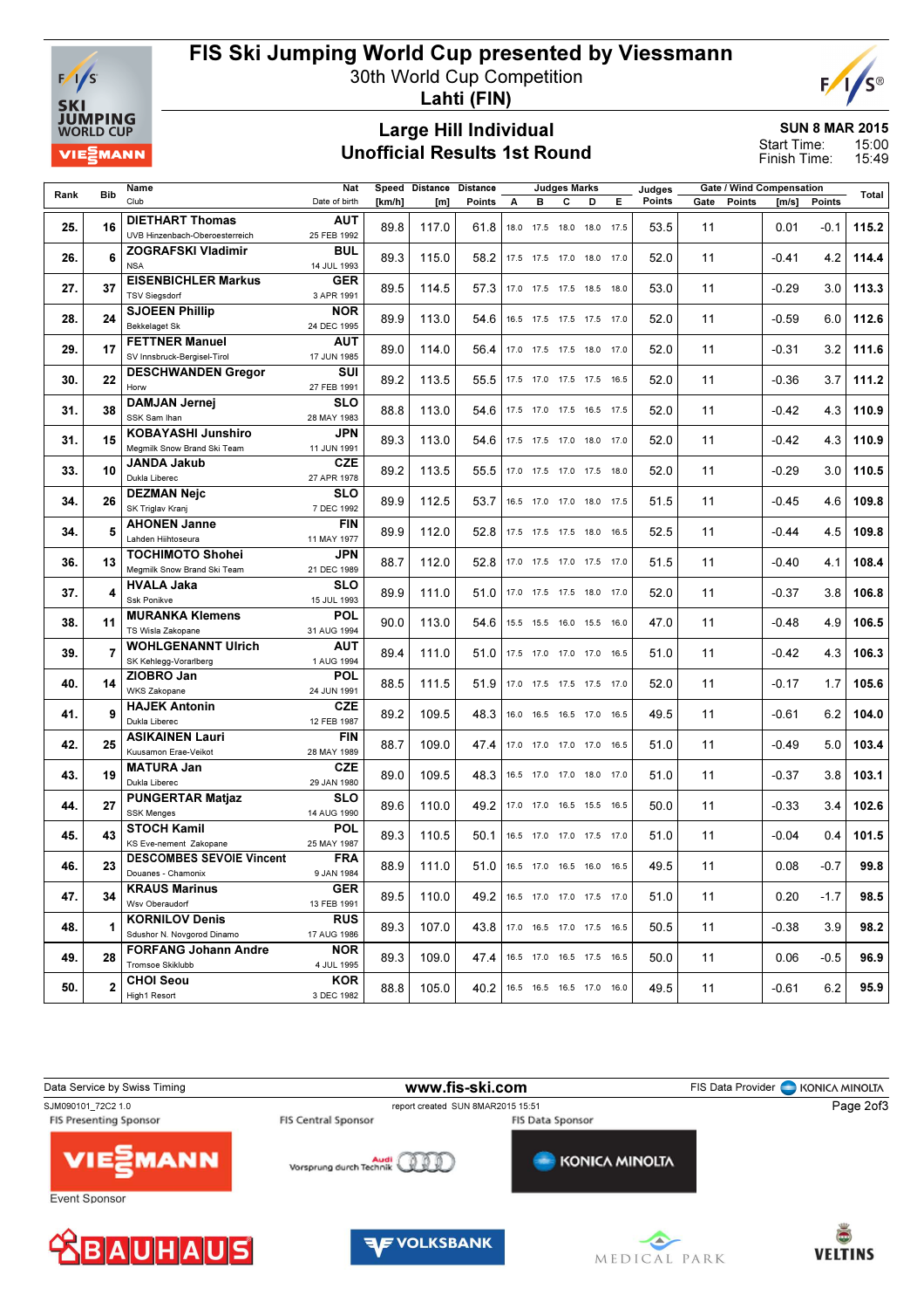# FIS Ski Jumping World Cup presented by Viessmann

30th World Cup Competition

**Lahti (FIN)**

## Large Hill Individual
## Unofficial Results 1st Round

**SUN 8 MAR 2015**
Start Time: 15:00
Finish Time: 15:49

| Rank | Bib | Name / Club | Nat / Date of birth | Speed [km/h] | Distance [m] | Distance Points | A | B | C | D | E | Judges Points | Gate | Gate Points | Wind [m/s] | Wind Points | Total |
|---|---|---|---|---|---|---|---|---|---|---|---|---|---|---|---|---|---|
| 25. | 16 | **DIETHART Thomas** UVB Hinzenbach-Oberoesterreich | AUT 25 FEB 1992 | 89.8 | 117.0 | 61.8 | 18.0 | 17.5 | 18.0 | 18.0 | 17.5 | 53.5 | 11 | | 0.01 | -0.1 | **115.2** |
| 26. | 6 | **ZOGRAFSKI Vladimir** NSA | BUL 14 JUL 1993 | 89.3 | 115.0 | 58.2 | 17.5 | 17.5 | 17.0 | 18.0 | 17.0 | 52.0 | 11 | | -0.41 | 4.2 | **114.4** |
| 27. | 37 | **EISENBICHLER Markus** TSV Siegsdorf | GER 3 APR 1991 | 89.5 | 114.5 | 57.3 | 17.0 | 17.5 | 17.5 | 18.5 | 18.0 | 53.0 | 11 | | -0.29 | 3.0 | **113.3** |
| 28. | 24 | **SJOEEN Phillip** Bekkelaget Sk | NOR 24 DEC 1995 | 89.9 | 113.0 | 54.6 | 16.5 | 17.5 | 17.5 | 17.5 | 17.0 | 52.0 | 11 | | -0.59 | 6.0 | **112.6** |
| 29. | 17 | **FETTNER Manuel** SV Innsbruck-Bergisel-Tirol | AUT 17 JUN 1985 | 89.0 | 114.0 | 56.4 | 17.0 | 17.5 | 17.5 | 18.0 | 17.0 | 52.0 | 11 | | -0.31 | 3.2 | **111.6** |
| 30. | 22 | **DESCHWANDEN Gregor** Horw | SUI 27 FEB 1991 | 89.2 | 113.5 | 55.5 | 17.5 | 17.0 | 17.5 | 17.5 | 16.5 | 52.0 | 11 | | -0.36 | 3.7 | **111.2** |
| 31. | 38 | **DAMJAN Jernej** SSK Sam Ihan | SLO 28 MAY 1983 | 88.8 | 113.0 | 54.6 | 17.5 | 17.0 | 17.5 | 16.5 | 17.5 | 52.0 | 11 | | -0.42 | 4.3 | **110.9** |
| 31. | 15 | **KOBAYASHI Junshiro** Megmilk Snow Brand Ski Team | JPN 11 JUN 1991 | 89.3 | 113.0 | 54.6 | 17.5 | 17.5 | 17.0 | 18.0 | 17.0 | 52.0 | 11 | | -0.42 | 4.3 | **110.9** |
| 33. | 10 | **JANDA Jakub** Dukla Liberec | CZE 27 APR 1978 | 89.2 | 113.5 | 55.5 | 17.0 | 17.5 | 17.0 | 17.5 | 18.0 | 52.0 | 11 | | -0.29 | 3.0 | **110.5** |
| 34. | 26 | **DEZMAN Nejc** SK Triglav Kranj | SLO 7 DEC 1992 | 89.9 | 112.5 | 53.7 | 16.5 | 17.0 | 17.0 | 18.0 | 17.5 | 51.5 | 11 | | -0.45 | 4.6 | **109.8** |
| 34. | 5 | **AHONEN Janne** Lahden Hiihtoseura | FIN 11 MAY 1977 | 89.9 | 112.0 | 52.8 | 17.5 | 17.5 | 17.5 | 18.0 | 16.5 | 52.5 | 11 | | -0.44 | 4.5 | **109.8** |
| 36. | 13 | **TOCHIMOTO Shohei** Megmilk Snow Brand Ski Team | JPN 21 DEC 1989 | 88.7 | 112.0 | 52.8 | 17.0 | 17.5 | 17.0 | 17.5 | 17.0 | 51.5 | 11 | | -0.40 | 4.1 | **108.4** |
| 37. | 4 | **HVALA Jaka** Ssk Ponikve | SLO 15 JUL 1993 | 89.9 | 111.0 | 51.0 | 17.0 | 17.5 | 17.5 | 18.0 | 17.0 | 52.0 | 11 | | -0.37 | 3.8 | **106.8** |
| 38. | 11 | **MURANKA Klemens** TS Wisla Zakopane | POL 31 AUG 1994 | 90.0 | 113.0 | 54.6 | 15.5 | 15.5 | 16.0 | 15.5 | 16.0 | 47.0 | 11 | | -0.48 | 4.9 | **106.5** |
| 39. | 7 | **WOHLGENANNT Ulrich** SK Kehlegg-Vorarlberg | AUT 1 AUG 1994 | 89.4 | 111.0 | 51.0 | 17.5 | 17.0 | 17.0 | 17.0 | 16.5 | 51.0 | 11 | | -0.42 | 4.3 | **106.3** |
| 40. | 14 | **ZIOBRO Jan** WKS Zakopane | POL 24 JUN 1991 | 88.5 | 111.5 | 51.9 | 17.0 | 17.5 | 17.5 | 17.5 | 17.0 | 52.0 | 11 | | -0.17 | 1.7 | **105.6** |
| 41. | 9 | **HAJEK Antonin** Dukla Liberec | CZE 12 FEB 1987 | 89.2 | 109.5 | 48.3 | 16.0 | 16.5 | 16.5 | 17.0 | 16.5 | 49.5 | 11 | | -0.61 | 6.2 | **104.0** |
| 42. | 25 | **ASIKAINEN Lauri** Kuusamon Erae-Veikot | FIN 28 MAY 1989 | 88.7 | 109.0 | 47.4 | 17.0 | 17.0 | 17.0 | 17.0 | 16.5 | 51.0 | 11 | | -0.49 | 5.0 | **103.4** |
| 43. | 19 | **MATURA Jan** Dukla Liberec | CZE 29 JAN 1980 | 89.0 | 109.5 | 48.3 | 16.5 | 17.0 | 17.0 | 18.0 | 17.0 | 51.0 | 11 | | -0.37 | 3.8 | **103.1** |
| 44. | 27 | **PUNGERTAR Matjaz** SSK Menges | SLO 14 AUG 1990 | 89.6 | 110.0 | 49.2 | 17.0 | 17.0 | 16.5 | 15.5 | 16.5 | 50.0 | 11 | | -0.33 | 3.4 | **102.6** |
| 45. | 43 | **STOCH Kamil** KS Eve-nement Zakopane | POL 25 MAY 1987 | 89.3 | 110.5 | 50.1 | 16.5 | 17.0 | 17.0 | 17.5 | 17.0 | 51.0 | 11 | | -0.04 | 0.4 | **101.5** |
| 46. | 23 | **DESCOMBES SEVOIE Vincent** Douanes - Chamonix | FRA 9 JAN 1984 | 88.9 | 111.0 | 51.0 | 16.5 | 17.0 | 16.5 | 16.0 | 16.5 | 49.5 | 11 | | 0.08 | -0.7 | **99.8** |
| 47. | 34 | **KRAUS Marinus** Wsv Oberaudorf | GER 13 FEB 1991 | 89.5 | 110.0 | 49.2 | 16.5 | 17.0 | 17.0 | 17.5 | 17.0 | 51.0 | 11 | | 0.20 | -1.7 | **98.5** |
| 48. | 1 | **KORNILOV Denis** Sdushor N. Novgorod Dinamo | RUS 17 AUG 1986 | 89.3 | 107.0 | 43.8 | 17.0 | 16.5 | 17.0 | 17.5 | 16.5 | 50.5 | 11 | | -0.38 | 3.9 | **98.2** |
| 49. | 28 | **FORFANG Johann Andre** Tromsoe Skiklubb | NOR 4 JUL 1995 | 89.3 | 109.0 | 47.4 | 16.5 | 17.0 | 16.5 | 17.5 | 16.5 | 50.0 | 11 | | 0.06 | -0.5 | **96.9** |
| 50. | 2 | **CHOI Seou** High1 Resort | KOR 3 DEC 1982 | 88.8 | 105.0 | 40.2 | 16.5 | 16.5 | 16.5 | 17.0 | 16.0 | 49.5 | 11 | | -0.61 | 6.2 | **95.9** |

Data Service by Swiss Timing | www.fis-ski.com | FIS Data Provider KONICA MINOLTA

SJM090101_72C2 1.0 | report created SUN 8MAR2015 15:51

FIS Presenting Sponsor: VIESSMANN | FIS Central Sponsor: Audi | FIS Data Sponsor: KONICA MINOLTA

Event Sponsor: BAUHAUS, VOLKSBANK, MEDICAL PARK, VELTINS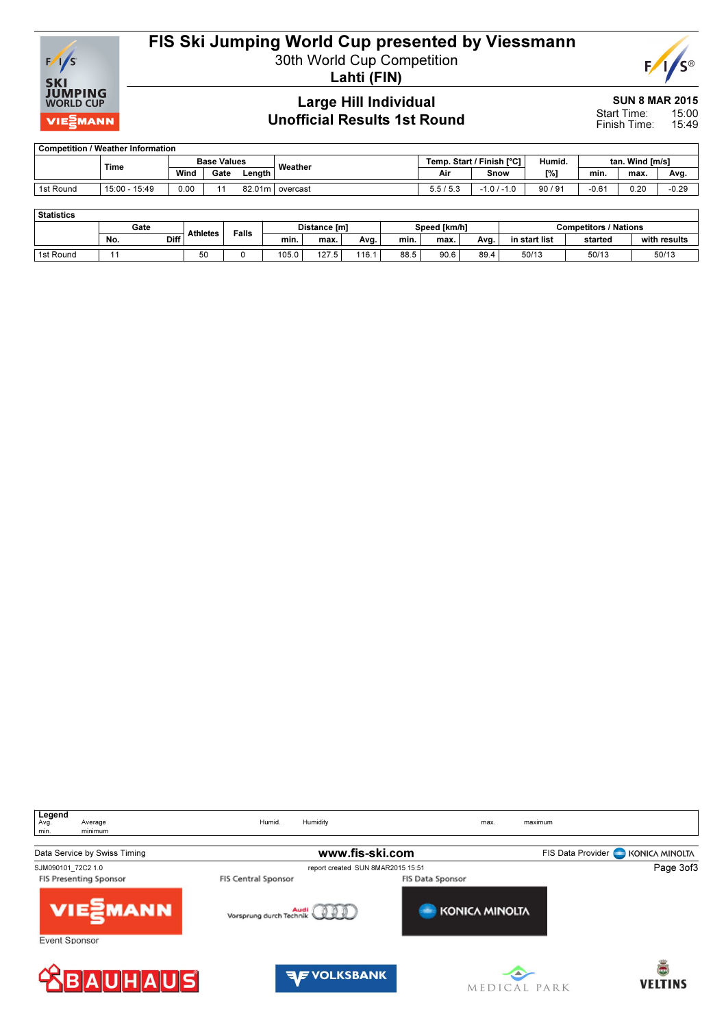# FIS Ski Jumping World Cup presented by Viessmann

30th World Cup Competition

**Lahti (FIN)**

## Large Hill Individual
## Unofficial Results 1st Round

**SUN 8 MAR 2015**

Start Time: 15:00
Finish Time: 15:49

**Competition / Weather Information**

| | Time | Base Values | | | Weather | Temp. Start / Finish [°C] | | Humid. | tan. Wind [m/s] | | |
|---|---|---|---|---|---|---|---|---|---|---|---|
| | | Wind | Gate | Length | | Air | Snow | [%] | min. | max. | Avg. |
| 1st Round | 15:00 - 15:49 | 0.00 | 11 | 82.01m | overcast | 5.5 / 5.3 | -1.0 / -1.0 | 90 / 91 | -0.61 | 0.20 | -0.29 |

**Statistics**

| | Gate | | Athletes | Falls | Distance [m] | | | Speed [km/h] | | | Competitors / Nations | | |
|---|---|---|---|---|---|---|---|---|---|---|---|---|---|
| | No. | Diff | | | min. | max. | Avg. | min. | max. | Avg. | in start list | started | with results |
| 1st Round | 11 | | 50 | 0 | 105.0 | 127.5 | 116.1 | 88.5 | 90.6 | 89.4 | 50/13 | 50/13 | 50/13 |

**Legend**

| | | | | | |
|---|---|---|---|---|---|
| Avg. | Average | Humid. | Humidity | max. | maximum |
| min. | minimum | | | | |

Data Service by Swiss Timing — www.fis-ski.com — FIS Data Provider KONICA MINOLTA

SJM090101_72C2 1.0 — report created SUN 8MAR2015 15:51

FIS Presenting Sponsor: VIESSMANN — FIS Central Sponsor: Audi Vorsprung durch Technik — FIS Data Sponsor: KONICA MINOLTA

Event Sponsor: BAUHAUS, VOLKSBANK, MEDICAL PARK, VELTINS